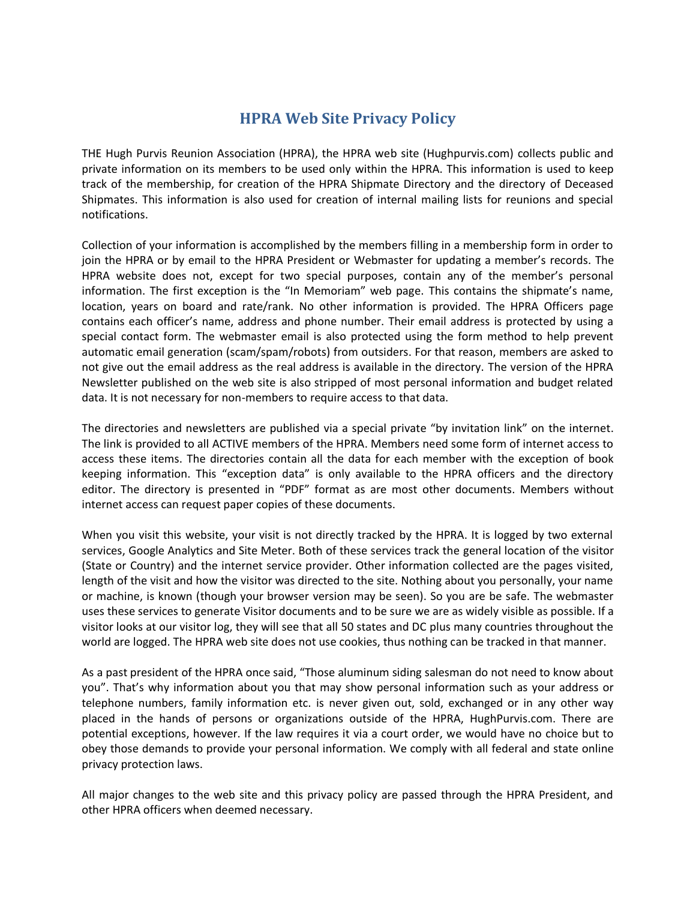# HPRA Web Site Privacy Policy

THE Hugh Purvis Reunion Association (HPRA), the HPRA web site (Hughpurvis.com) collects public and private information on its members to be used only within the HPRA. This information is used to keep track of the membership, for creation of the HPRA Shipmate Directory and the directory of Deceased Shipmates. This information is also used for creation of internal mailing lists for reunions and special notifications.

Collection of your information is accomplished by the members filling in a membership form in order to join the HPRA or by email to the HPRA President or Webmaster for updating a member's records. The HPRA website does not, except for two special purposes, contain any of the member's personal information. The first exception is the "In Memoriam" web page. This contains the shipmate's name, location, years on board and rate/rank. No other information is provided. The HPRA Officers page contains each officer's name, address and phone number. Their email address is protected by using a special contact form. The webmaster email is also protected using the form method to help prevent automatic email generation (scam/spam/robots) from outsiders. For that reason, members are asked to not give out the email address as the real address is available in the directory. The version of the HPRA Newsletter published on the web site is also stripped of most personal information and budget related data. It is not necessary for non-members to require access to that data.

The directories and newsletters are published via a special private "by invitation link" on the internet. The link is provided to all ACTIVE members of the HPRA. Members need some form of internet access to access these items. The directories contain all the data for each member with the exception of book keeping information. This "exception data" is only available to the HPRA officers and the directory editor. The directory is presented in "PDF" format as are most other documents. Members without internet access can request paper copies of these documents.

When you visit this website, your visit is not directly tracked by the HPRA. It is logged by two external services, Google Analytics and Site Meter. Both of these services track the general location of the visitor (State or Country) and the internet service provider. Other information collected are the pages visited, length of the visit and how the visitor was directed to the site. Nothing about you personally, your name or machine, is known (though your browser version may be seen). So you are be safe. The webmaster uses these services to generate Visitor documents and to be sure we are as widely visible as possible. If a visitor looks at our visitor log, they will see that all 50 states and DC plus many countries throughout the world are logged. The HPRA web site does not use cookies, thus nothing can be tracked in that manner.

As a past president of the HPRA once said, "Those aluminum siding salesman do not need to know about you". That's why information about you that may show personal information such as your address or telephone numbers, family information etc. is never given out, sold, exchanged or in any other way placed in the hands of persons or organizations outside of the HPRA, HughPurvis.com. There are potential exceptions, however. If the law requires it via a court order, we would have no choice but to obey those demands to provide your personal information. We comply with all federal and state online privacy protection laws.

All major changes to the web site and this privacy policy are passed through the HPRA President, and other HPRA officers when deemed necessary.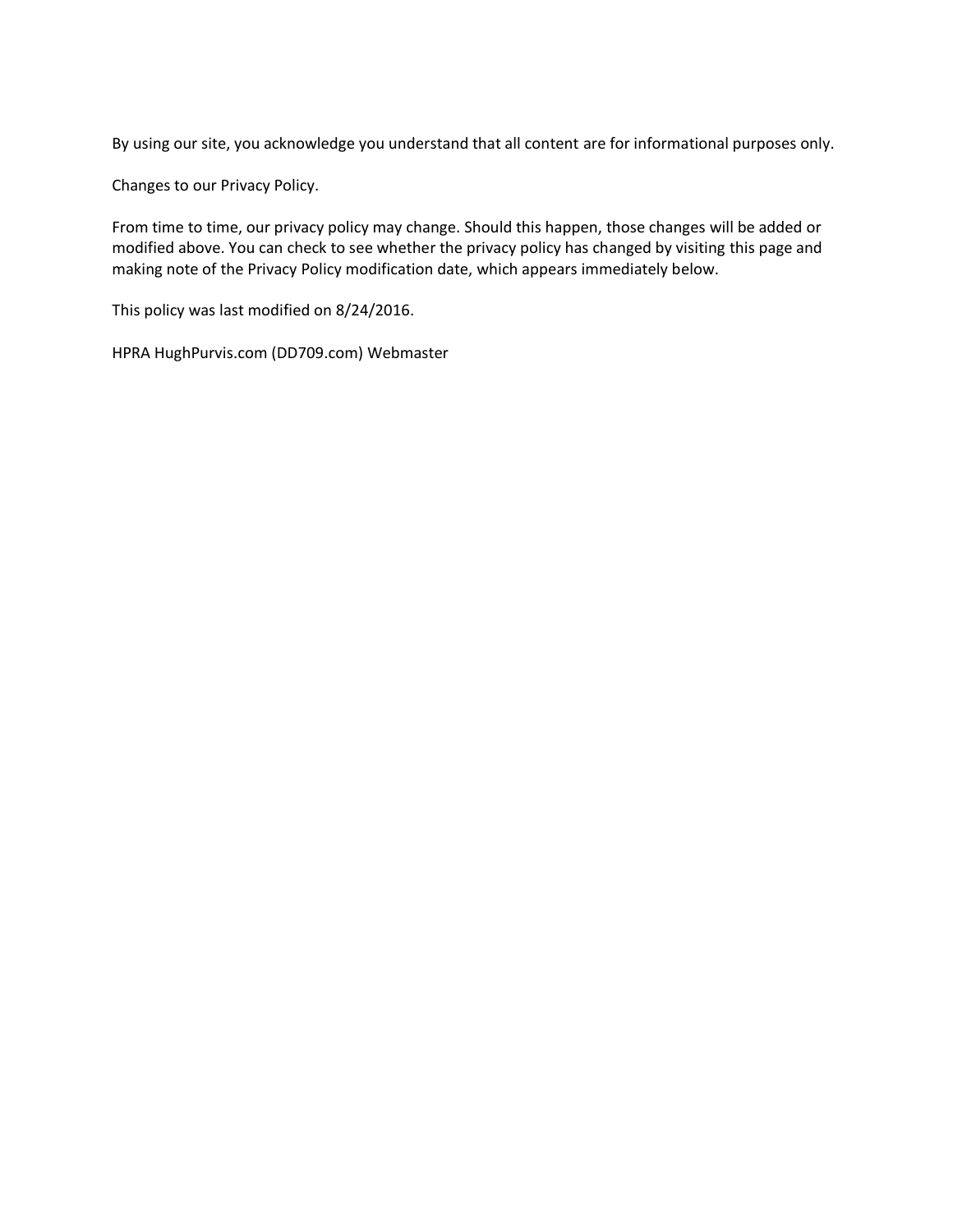By using our site, you acknowledge you understand that all content are for informational purposes only.

Changes to our Privacy Policy.

From time to time, our privacy policy may change. Should this happen, those changes will be added or modified above. You can check to see whether the privacy policy has changed by visiting this page and making note of the Privacy Policy modification date, which appears immediately below.

This policy was last modified on 8/24/2016.

HPRA HughPurvis.com (DD709.com) Webmaster